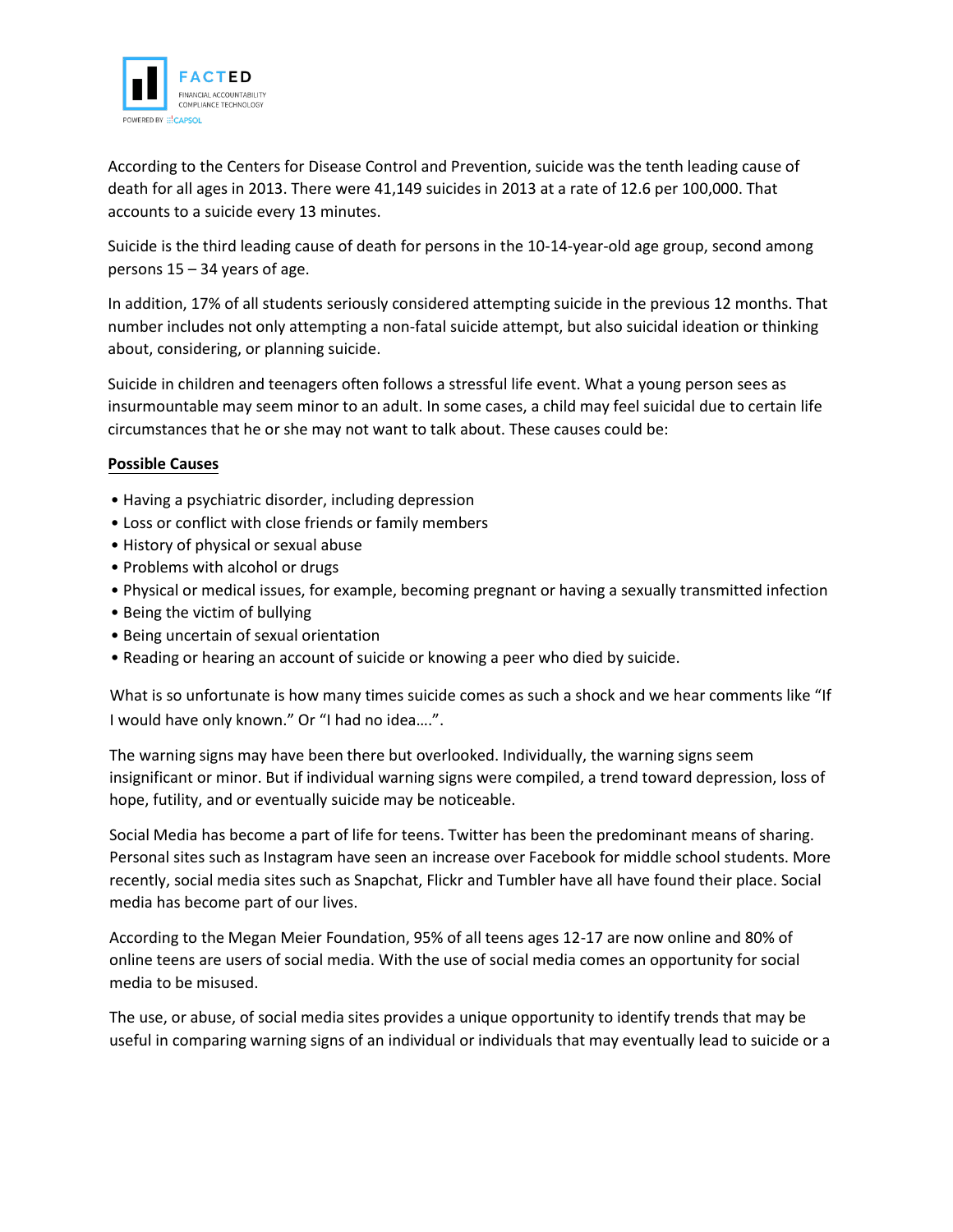According to the Centers for Disease Control and Prevention, suicide was the tenth leading cause of death for all ages in 2013. There were 41,149 suicides in 2013 at a rate of 12.6 per 100,000. That accounts to a suicide every 13 minutes.

Suicide is the third leading cause of death for persons in the 10-14-year-old age group, second among persons 15 – 34 years of age.

In addition, 17% of all students seriously considered attempting suicide in the previous 12 months. That number includes not only attempting a non-fatal suicide attempt, but also suicidal ideation or thinking about, considering, or planning suicide.

Suicide in children and teenagers often follows a stressful life event. What a young person sees as insurmountable may seem minor to an adult. In some cases, a child may feel suicidal due to certain life circumstances that he or she may not want to talk about. These causes could be:

**Possible Causes**

- Having a psychiatric disorder, including depression
- Loss or conflict with close friends or family members
- History of physical or sexual abuse
- Problems with alcohol or drugs
- Physical or medical issues, for example, becoming pregnant or having a sexually transmitted infection
- Being the victim of bullying
- Being uncertain of sexual orientation
- Reading or hearing an account of suicide or knowing a peer who died by suicide.

What is so unfortunate is how many times suicide comes as such a shock and we hear comments like "If I would have only known." Or "I had no idea….".

The warning signs may have been there but overlooked. Individually, the warning signs seem insignificant or minor. But if individual warning signs were compiled, a trend toward depression, loss of hope, futility, and or eventually suicide may be noticeable.

Social Media has become a part of life for teens. Twitter has been the predominant means of sharing. Personal sites such as Instagram have seen an increase over Facebook for middle school students. More recently, social media sites such as Snapchat, Flickr and Tumbler have all have found their place. Social media has become part of our lives.

According to the Megan Meier Foundation, 95% of all teens ages 12-17 are now online and 80% of online teens are users of social media. With the use of social media comes an opportunity for social media to be misused.

The use, or abuse, of social media sites provides a unique opportunity to identify trends that may be useful in comparing warning signs of an individual or individuals that may eventually lead to suicide or a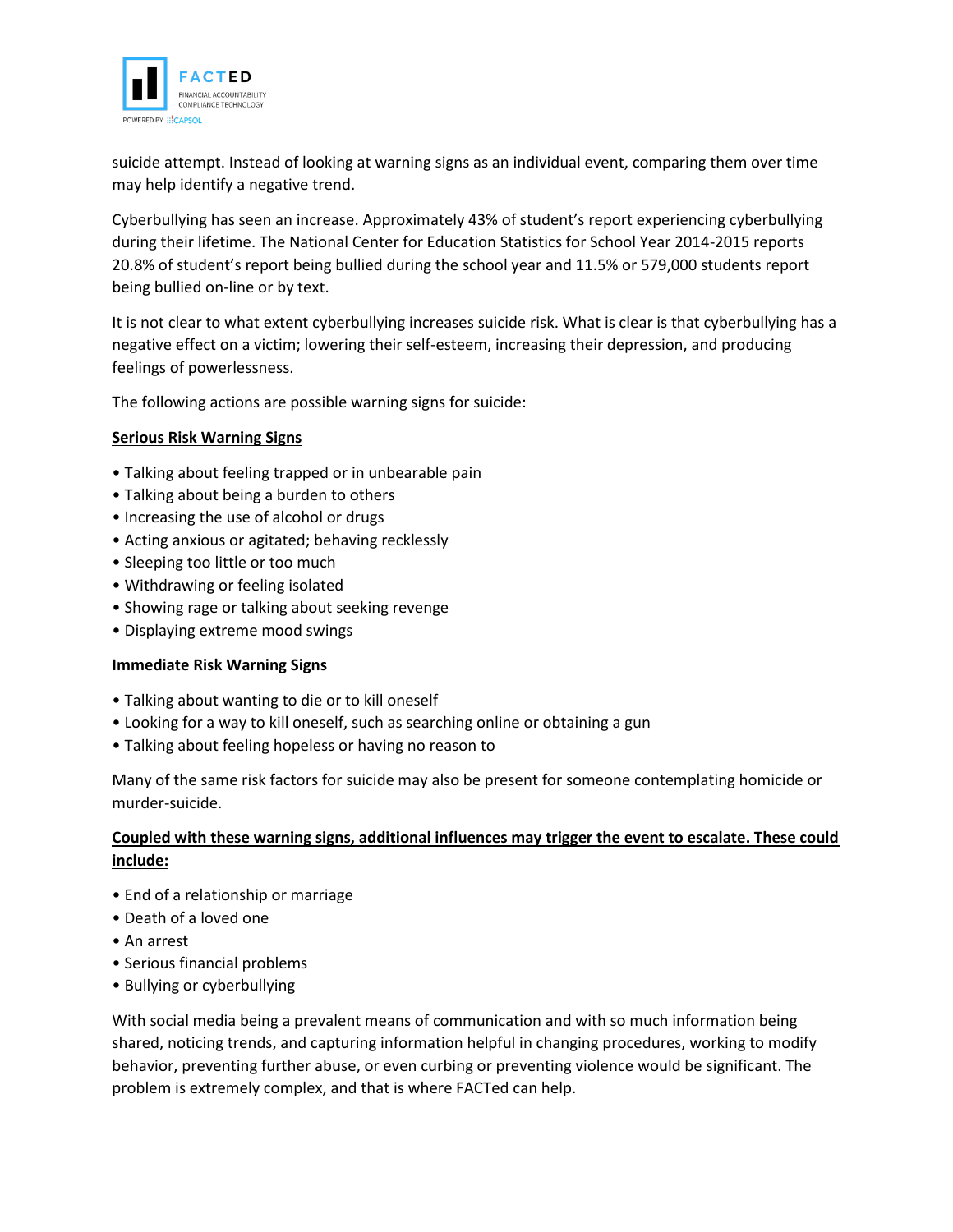suicide attempt. Instead of looking at warning signs as an individual event, comparing them over time may help identify a negative trend.

Cyberbullying has seen an increase. Approximately 43% of student's report experiencing cyberbullying during their lifetime. The National Center for Education Statistics for School Year 2014-2015 reports 20.8% of student's report being bullied during the school year and 11.5% or 579,000 students report being bullied on-line or by text.

It is not clear to what extent cyberbullying increases suicide risk. What is clear is that cyberbullying has a negative effect on a victim; lowering their self-esteem, increasing their depression, and producing feelings of powerlessness.

The following actions are possible warning signs for suicide:

**Serious Risk Warning Signs**

- Talking about feeling trapped or in unbearable pain
- Talking about being a burden to others
- Increasing the use of alcohol or drugs
- Acting anxious or agitated; behaving recklessly
- Sleeping too little or too much
- Withdrawing or feeling isolated
- Showing rage or talking about seeking revenge
- Displaying extreme mood swings

**Immediate Risk Warning Signs**

- Talking about wanting to die or to kill oneself
- Looking for a way to kill oneself, such as searching online or obtaining a gun
- Talking about feeling hopeless or having no reason to

Many of the same risk factors for suicide may also be present for someone contemplating homicide or murder-suicide.

**Coupled with these warning signs, additional influences may trigger the event to escalate. These could include:**

- End of a relationship or marriage
- Death of a loved one
- An arrest
- Serious financial problems
- Bullying or cyberbullying

With social media being a prevalent means of communication and with so much information being shared, noticing trends, and capturing information helpful in changing procedures, working to modify behavior, preventing further abuse, or even curbing or preventing violence would be significant. The problem is extremely complex, and that is where FACTed can help.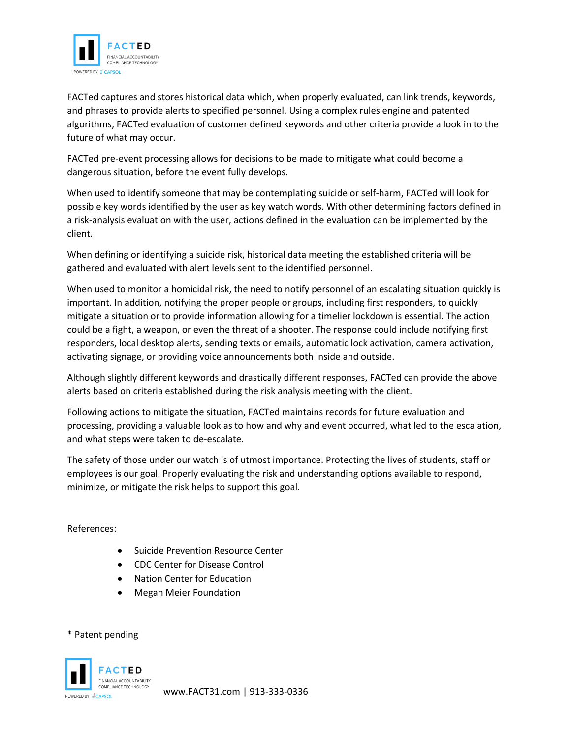FACTed captures and stores historical data which, when properly evaluated, can link trends, keywords, and phrases to provide alerts to specified personnel. Using a complex rules engine and patented algorithms, FACTed evaluation of customer defined keywords and other criteria provide a look in to the future of what may occur.

FACTed pre-event processing allows for decisions to be made to mitigate what could become a dangerous situation, before the event fully develops.

When used to identify someone that may be contemplating suicide or self-harm, FACTed will look for possible key words identified by the user as key watch words. With other determining factors defined in a risk-analysis evaluation with the user, actions defined in the evaluation can be implemented by the client.

When defining or identifying a suicide risk, historical data meeting the established criteria will be gathered and evaluated with alert levels sent to the identified personnel.

When used to monitor a homicidal risk, the need to notify personnel of an escalating situation quickly is important. In addition, notifying the proper people or groups, including first responders, to quickly mitigate a situation or to provide information allowing for a timelier lockdown is essential. The action could be a fight, a weapon, or even the threat of a shooter. The response could include notifying first responders, local desktop alerts, sending texts or emails, automatic lock activation, camera activation, activating signage, or providing voice announcements both inside and outside.

Although slightly different keywords and drastically different responses, FACTed can provide the above alerts based on criteria established during the risk analysis meeting with the client.

Following actions to mitigate the situation, FACTed maintains records for future evaluation and processing, providing a valuable look as to how and why and event occurred, what led to the escalation, and what steps were taken to de-escalate.

The safety of those under our watch is of utmost importance. Protecting the lives of students, staff or employees is our goal. Properly evaluating the risk and understanding options available to respond, minimize, or mitigate the risk helps to support this goal.

References:

- Suicide Prevention Resource Center
- CDC Center for Disease Control
- Nation Center for Education
- Megan Meier Foundation

* Patent pending

www.FACT31.com | 913-333-0336